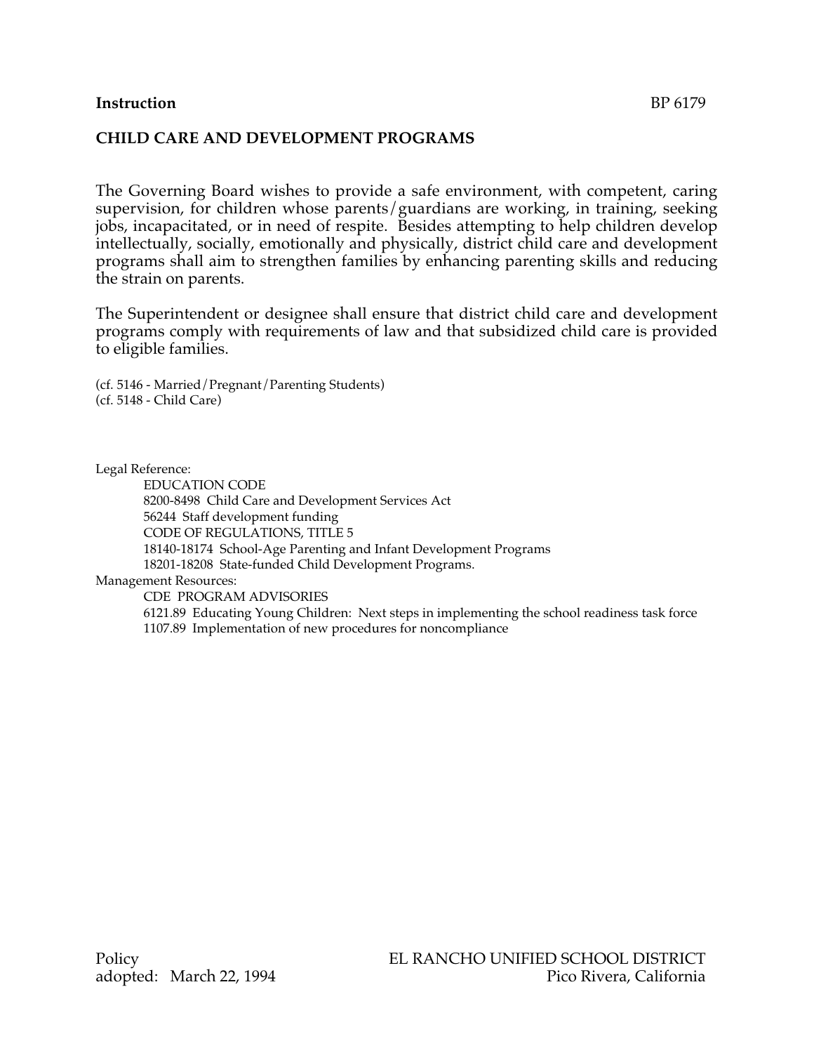**Instruction** BP 6179

## CHILD CARE AND DEVELOPMENT PROGRAMS

The Governing Board wishes to provide a safe environment, with competent, caring supervision, for children whose parents/guardians are working, in training, seeking jobs, incapacitated, or in need of respite. Besides attempting to help children develop intellectually, socially, emotionally and physically, district child care and development programs shall aim to strengthen families by enhancing parenting skills and reducing the strain on parents.

The Superintendent or designee shall ensure that district child care and development programs comply with requirements of law and that subsidized child care is provided to eligible families.

(cf. 5146 - Married/Pregnant/Parenting Students)
(cf. 5148 - Child Care)

Legal Reference:

EDUCATION CODE
8200-8498 Child Care and Development Services Act
56244 Staff development funding
CODE OF REGULATIONS, TITLE 5
18140-18174 School-Age Parenting and Infant Development Programs
18201-18208 State-funded Child Development Programs.

Management Resources:

CDE PROGRAM ADVISORIES
6121.89 Educating Young Children: Next steps in implementing the school readiness task force
1107.89 Implementation of new procedures for noncompliance

Policy
adopted: March 22, 1994

EL RANCHO UNIFIED SCHOOL DISTRICT
Pico Rivera, California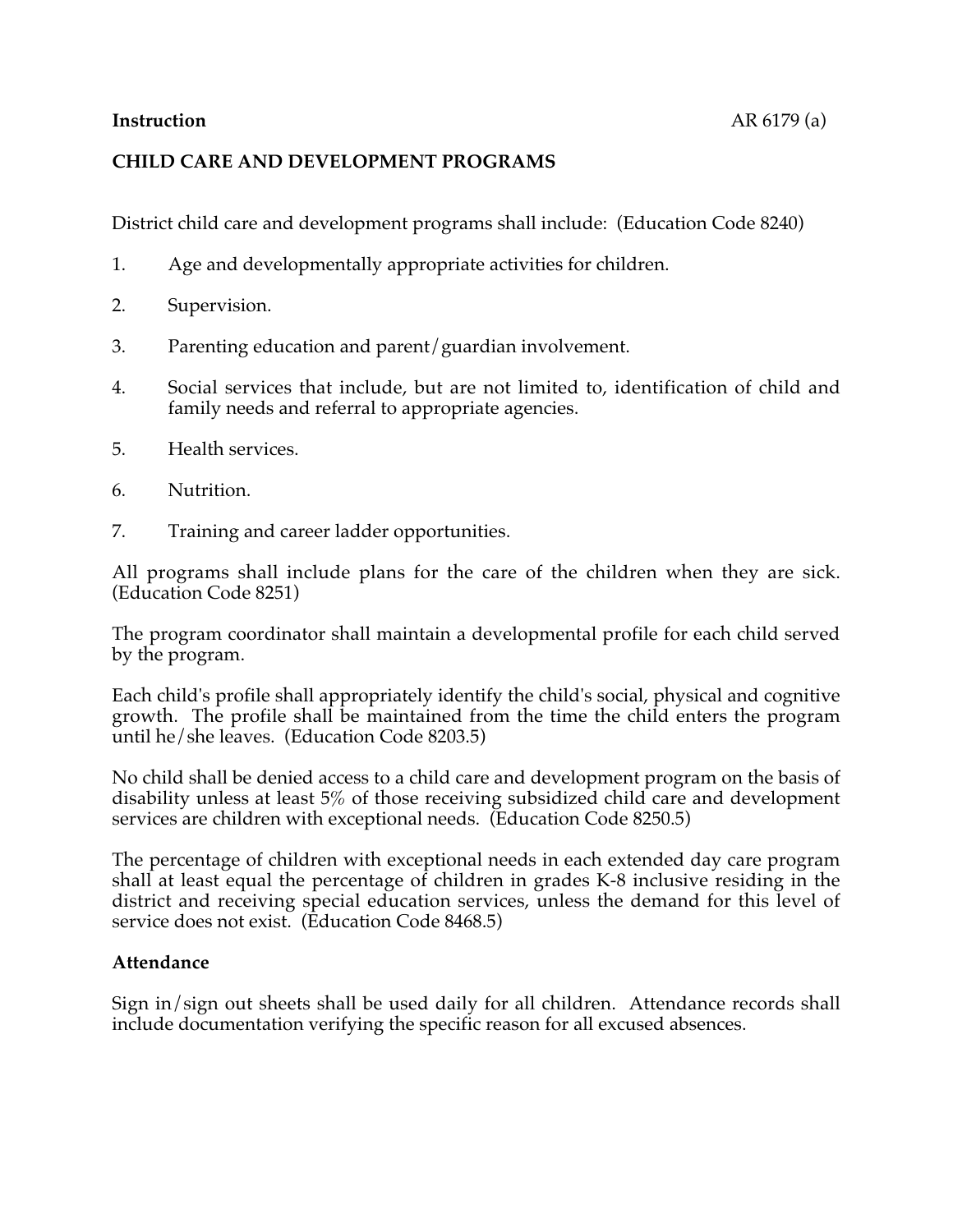**Instruction** AR 6179 (a)

**CHILD CARE AND DEVELOPMENT PROGRAMS**

District child care and development programs shall include: (Education Code 8240)

1. Age and developmentally appropriate activities for children.
2. Supervision.
3. Parenting education and parent/guardian involvement.
4. Social services that include, but are not limited to, identification of child and family needs and referral to appropriate agencies.
5. Health services.
6. Nutrition.
7. Training and career ladder opportunities.

All programs shall include plans for the care of the children when they are sick. (Education Code 8251)

The program coordinator shall maintain a developmental profile for each child served by the program.

Each child's profile shall appropriately identify the child's social, physical and cognitive growth. The profile shall be maintained from the time the child enters the program until he/she leaves. (Education Code 8203.5)

No child shall be denied access to a child care and development program on the basis of disability unless at least 5% of those receiving subsidized child care and development services are children with exceptional needs. (Education Code 8250.5)

The percentage of children with exceptional needs in each extended day care program shall at least equal the percentage of children in grades K-8 inclusive residing in the district and receiving special education services, unless the demand for this level of service does not exist. (Education Code 8468.5)

**Attendance**

Sign in/sign out sheets shall be used daily for all children. Attendance records shall include documentation verifying the specific reason for all excused absences.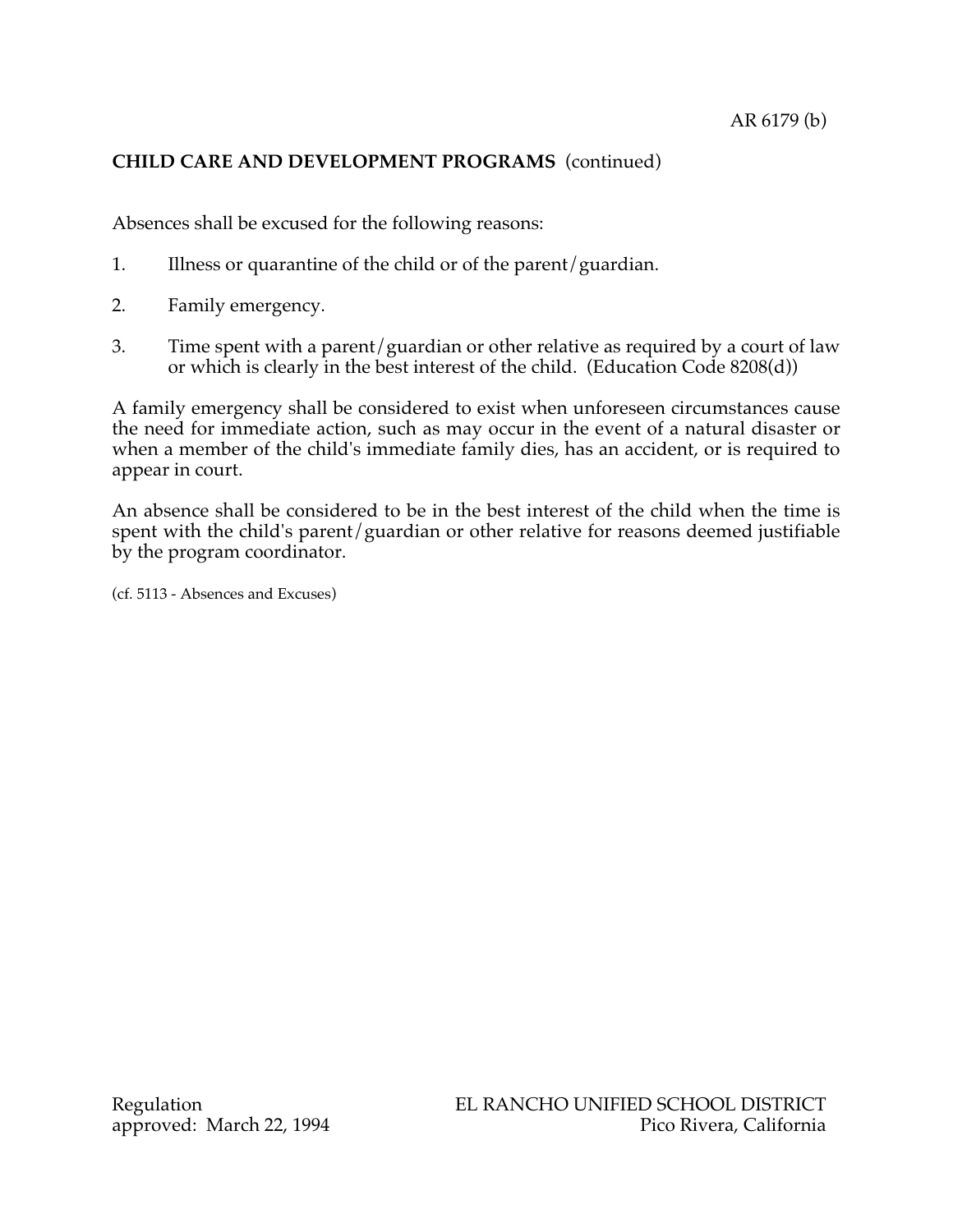**CHILD CARE AND DEVELOPMENT PROGRAMS** (continued)

Absences shall be excused for the following reasons:

1. Illness or quarantine of the child or of the parent/guardian.

2. Family emergency.

3. Time spent with a parent/guardian or other relative as required by a court of law or which is clearly in the best interest of the child. (Education Code 8208(d))

A family emergency shall be considered to exist when unforeseen circumstances cause the need for immediate action, such as may occur in the event of a natural disaster or when a member of the child's immediate family dies, has an accident, or is required to appear in court.

An absence shall be considered to be in the best interest of the child when the time is spent with the child's parent/guardian or other relative for reasons deemed justifiable by the program coordinator.

(cf. 5113 - Absences and Excuses)

Regulation
approved: March 22, 1994

EL RANCHO UNIFIED SCHOOL DISTRICT
Pico Rivera, California